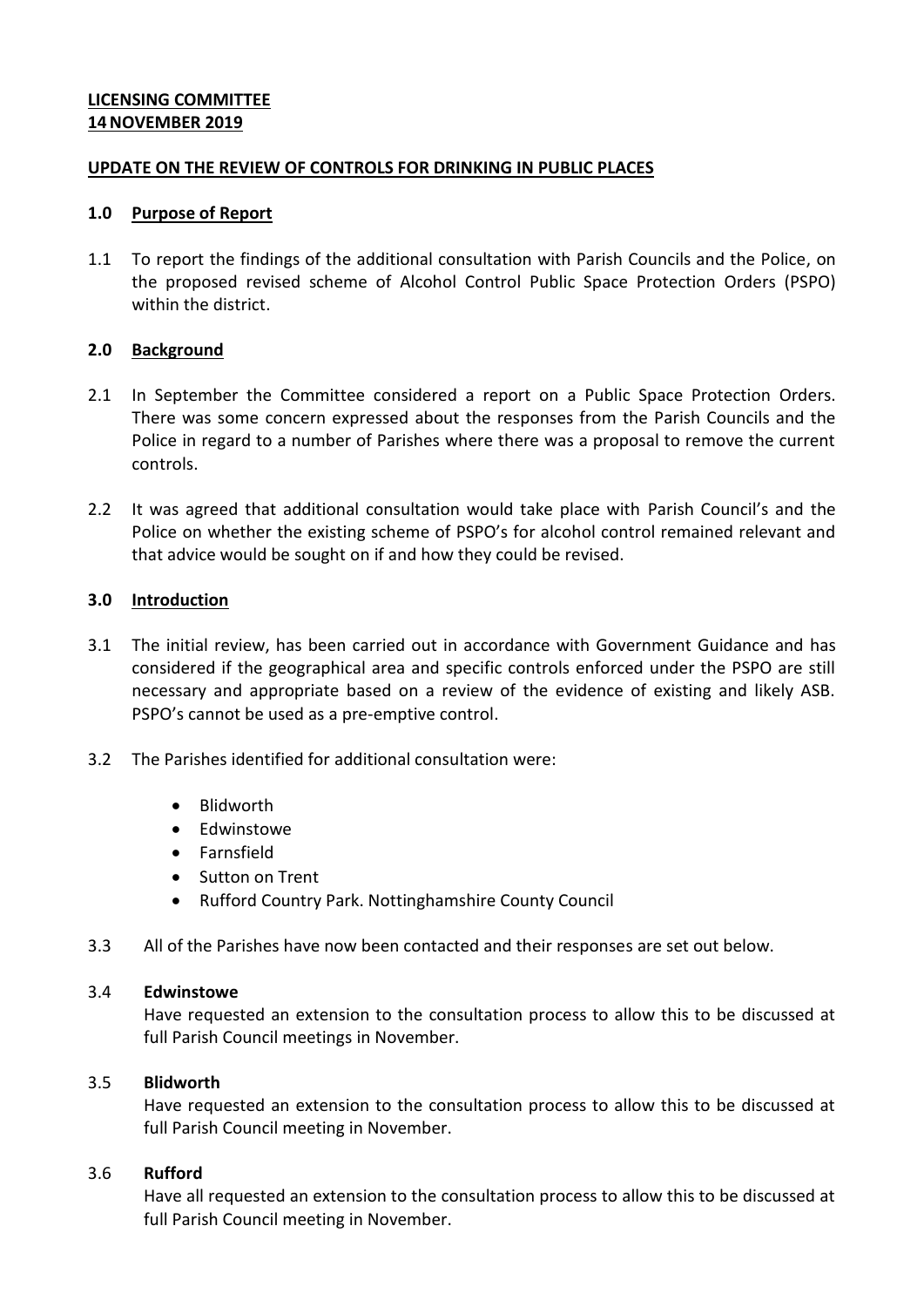**LICENSING COMMITTEE**
**14 NOVEMBER 2019**

**UPDATE ON THE REVIEW OF CONTROLS FOR DRINKING IN PUBLIC PLACES**

**1.0 Purpose of Report**

1.1 To report the findings of the additional consultation with Parish Councils and the Police, on the proposed revised scheme of Alcohol Control Public Space Protection Orders (PSPO) within the district.

**2.0 Background**

2.1 In September the Committee considered a report on a Public Space Protection Orders. There was some concern expressed about the responses from the Parish Councils and the Police in regard to a number of Parishes where there was a proposal to remove the current controls.

2.2 It was agreed that additional consultation would take place with Parish Council's and the Police on whether the existing scheme of PSPO's for alcohol control remained relevant and that advice would be sought on if and how they could be revised.

**3.0 Introduction**

3.1 The initial review, has been carried out in accordance with Government Guidance and has considered if the geographical area and specific controls enforced under the PSPO are still necessary and appropriate based on a review of the evidence of existing and likely ASB. PSPO's cannot be used as a pre-emptive control.

3.2 The Parishes identified for additional consultation were:

- Blidworth
- Edwinstowe
- Farnsfield
- Sutton on Trent
- Rufford Country Park. Nottinghamshire County Council

3.3 All of the Parishes have now been contacted and their responses are set out below.

3.4 **Edwinstowe**
Have requested an extension to the consultation process to allow this to be discussed at full Parish Council meetings in November.

3.5 **Blidworth**
Have requested an extension to the consultation process to allow this to be discussed at full Parish Council meeting in November.

3.6 **Rufford**
Have all requested an extension to the consultation process to allow this to be discussed at full Parish Council meeting in November.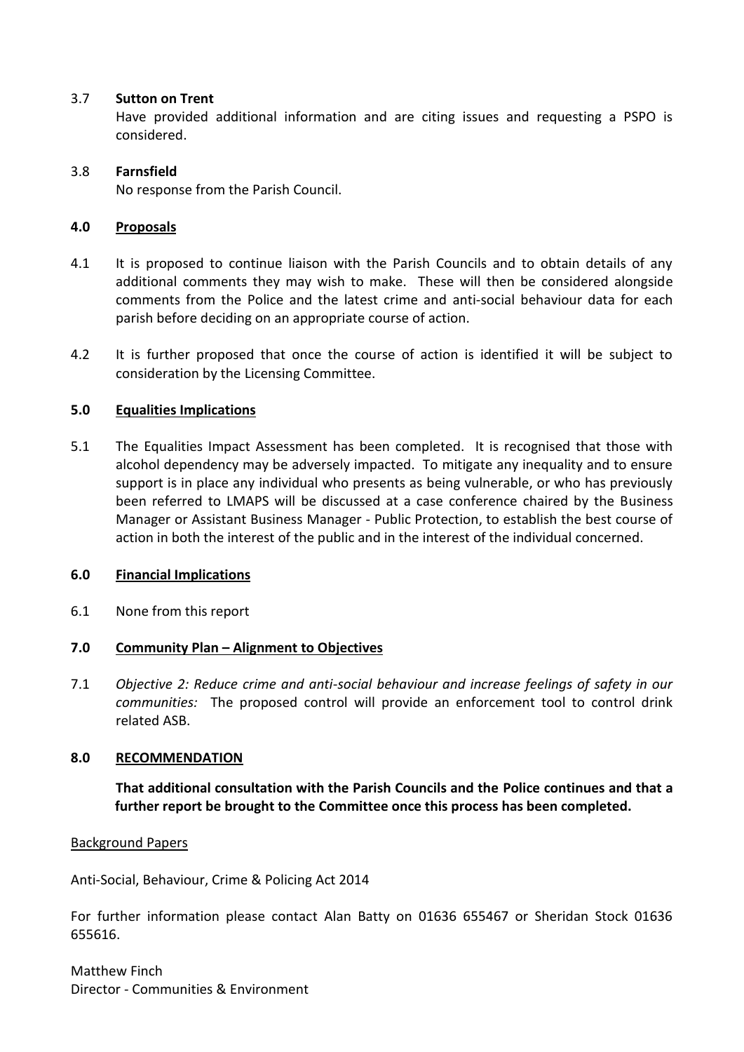3.7 **Sutton on Trent**

Have provided additional information and are citing issues and requesting a PSPO is considered.

3.8 **Farnsfield**

No response from the Parish Council.

## 4.0 Proposals

4.1 It is proposed to continue liaison with the Parish Councils and to obtain details of any additional comments they may wish to make. These will then be considered alongside comments from the Police and the latest crime and anti-social behaviour data for each parish before deciding on an appropriate course of action.

4.2 It is further proposed that once the course of action is identified it will be subject to consideration by the Licensing Committee.

## 5.0 Equalities Implications

5.1 The Equalities Impact Assessment has been completed. It is recognised that those with alcohol dependency may be adversely impacted. To mitigate any inequality and to ensure support is in place any individual who presents as being vulnerable, or who has previously been referred to LMAPS will be discussed at a case conference chaired by the Business Manager or Assistant Business Manager - Public Protection, to establish the best course of action in both the interest of the public and in the interest of the individual concerned.

## 6.0 Financial Implications

6.1 None from this report

## 7.0 Community Plan – Alignment to Objectives

7.1 *Objective 2: Reduce crime and anti-social behaviour and increase feelings of safety in our communities:* The proposed control will provide an enforcement tool to control drink related ASB.

## 8.0 RECOMMENDATION

**That additional consultation with the Parish Councils and the Police continues and that a further report be brought to the Committee once this process has been completed.**

Background Papers

Anti-Social, Behaviour, Crime & Policing Act 2014

For further information please contact Alan Batty on 01636 655467 or Sheridan Stock 01636 655616.

Matthew Finch
Director - Communities & Environment